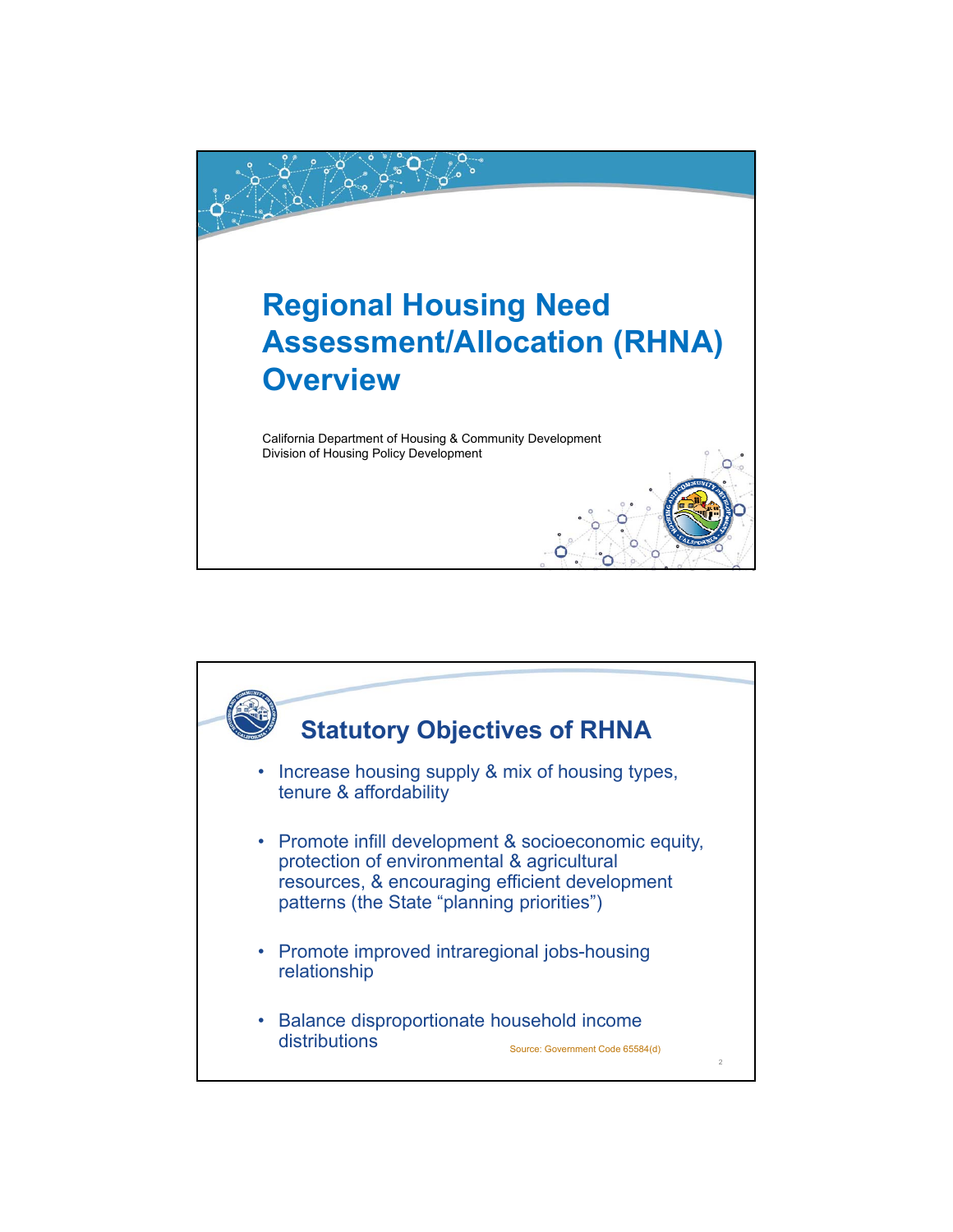# Regional Housing Need Assessment/Allocation (RHNA) Overview

California Department of Housing & Community Development
Division of Housing Policy Development

## Statutory Objectives of RHNA

- Increase housing supply & mix of housing types, tenure & affordability
- Promote infill development & socioeconomic equity, protection of environmental & agricultural resources, & encouraging efficient development patterns (the State "planning priorities")
- Promote improved intraregional jobs-housing relationship
- Balance disproportionate household income distributions

Source: Government Code 65584(d)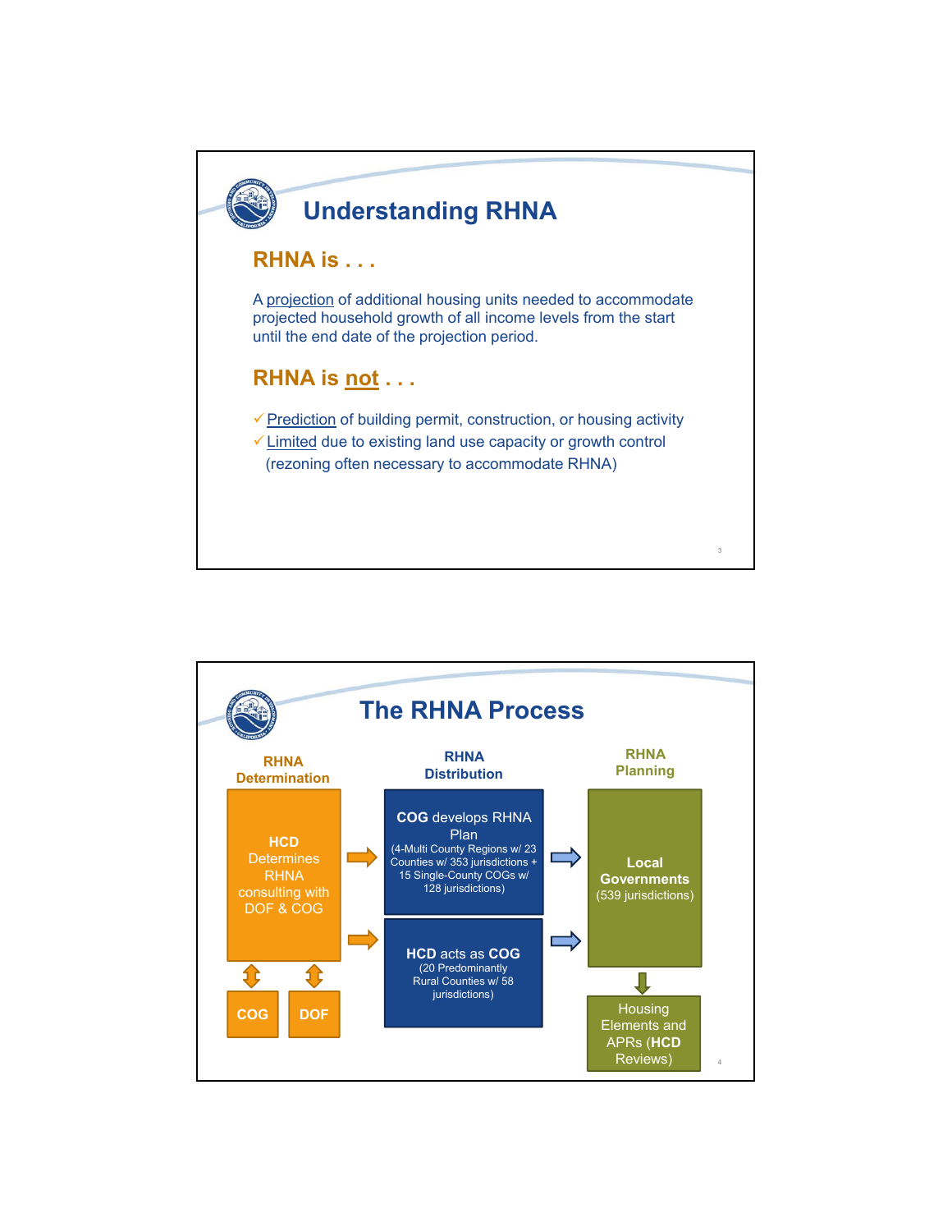# Understanding RHNA

## RHNA is . . .

A projection of additional housing units needed to accommodate projected household growth of all income levels from the start until the end date of the projection period.

## RHNA is not . . .

- ✓ Prediction of building permit, construction, or housing activity
- ✓ Limited due to existing land use capacity or growth control (rezoning often necessary to accommodate RHNA)

# The RHNA Process

**RHNA Determination**

**HCD** Determines RHNA consulting with DOF & COG

↕ COG ↕ DOF

→

**RHNA Distribution**

**COG** develops RHNA Plan (4-Multi County Regions w/ 23 Counties w/ 353 jurisdictions + 15 Single-County COGs w/ 128 jurisdictions)

**HCD** acts as **COG** (20 Predominantly Rural Counties w/ 58 jurisdictions)

→

**RHNA Planning**

**Local Governments** (539 jurisdictions)

↓

Housing Elements and APRs (**HCD** Reviews)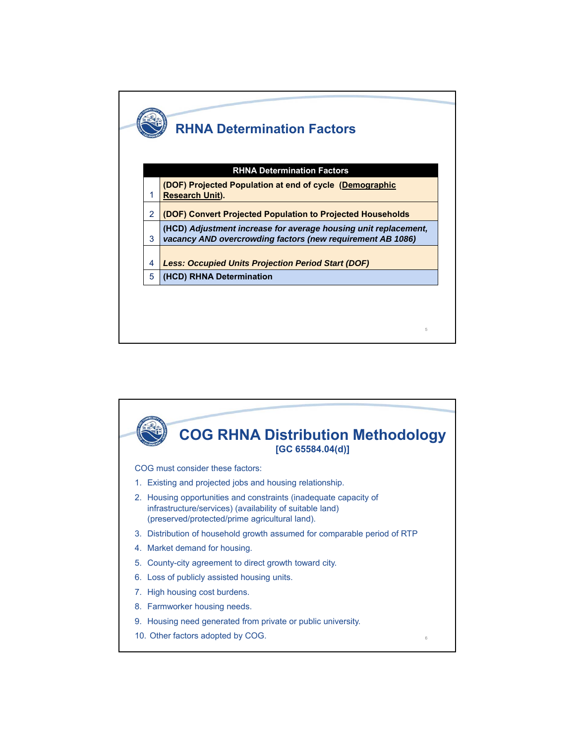## RHNA Determination Factors

| | RHNA Determination Factors |
|---|---|
| 1 | **(DOF) Projected Population at end of cycle (Demographic Research Unit).** |
| 2 | **(DOF) Convert Projected Population to Projected Households** |
| 3 | **(HCD)** ***Adjustment increase for average housing unit replacement, vacancy AND overcrowding factors (new requirement AB 1086)*** |
| 4 | ***Less: Occupied Units Projection Period Start (DOF)*** |
| 5 | **(HCD) RHNA Determination** |

## COG RHNA Distribution Methodology

**[GC 65584.04(d)]**

COG must consider these factors:

1. Existing and projected jobs and housing relationship.
2. Housing opportunities and constraints (inadequate capacity of infrastructure/services) (availability of suitable land) (preserved/protected/prime agricultural land).
3. Distribution of household growth assumed for comparable period of RTP
4. Market demand for housing.
5. County-city agreement to direct growth toward city.
6. Loss of publicly assisted housing units.
7. High housing cost burdens.
8. Farmworker housing needs.
9. Housing need generated from private or public university.
10. Other factors adopted by COG.